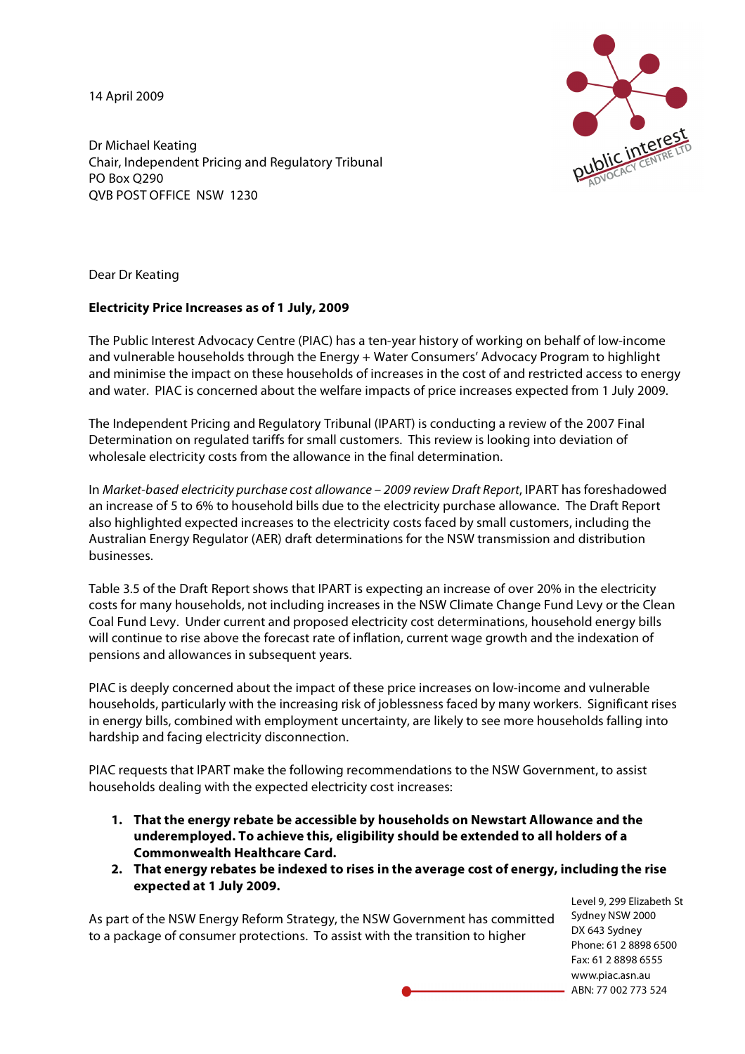14 April 2009

Dr Michael Keating
Chair, Independent Pricing and Regulatory Tribunal
PO Box Q290
QVB POST OFFICE NSW 1230

Dear Dr Keating

**Electricity Price Increases as of 1 July, 2009**

The Public Interest Advocacy Centre (PIAC) has a ten-year history of working on behalf of low-income and vulnerable households through the Energy + Water Consumers' Advocacy Program to highlight and minimise the impact on these households of increases in the cost of and restricted access to energy and water. PIAC is concerned about the welfare impacts of price increases expected from 1 July 2009.

The Independent Pricing and Regulatory Tribunal (IPART) is conducting a review of the 2007 Final Determination on regulated tariffs for small customers. This review is looking into deviation of wholesale electricity costs from the allowance in the final determination.

In *Market-based electricity purchase cost allowance – 2009 review Draft Report*, IPART has foreshadowed an increase of 5 to 6% to household bills due to the electricity purchase allowance. The Draft Report also highlighted expected increases to the electricity costs faced by small customers, including the Australian Energy Regulator (AER) draft determinations for the NSW transmission and distribution businesses.

Table 3.5 of the Draft Report shows that IPART is expecting an increase of over 20% in the electricity costs for many households, not including increases in the NSW Climate Change Fund Levy or the Clean Coal Fund Levy. Under current and proposed electricity cost determinations, household energy bills will continue to rise above the forecast rate of inflation, current wage growth and the indexation of pensions and allowances in subsequent years.

PIAC is deeply concerned about the impact of these price increases on low-income and vulnerable households, particularly with the increasing risk of joblessness faced by many workers. Significant rises in energy bills, combined with employment uncertainty, are likely to see more households falling into hardship and facing electricity disconnection.

PIAC requests that IPART make the following recommendations to the NSW Government, to assist households dealing with the expected electricity cost increases:

1. **That the energy rebate be accessible by households on Newstart Allowance and the underemployed. To achieve this, eligibility should be extended to all holders of a Commonwealth Healthcare Card.**
2. **That energy rebates be indexed to rises in the average cost of energy, including the rise expected at 1 July 2009.**

As part of the NSW Energy Reform Strategy, the NSW Government has committed to a package of consumer protections. To assist with the transition to higher

Level 9, 299 Elizabeth St
Sydney NSW 2000
DX 643 Sydney
Phone: 61 2 8898 6500
Fax: 61 2 8898 6555
www.piac.asn.au
ABN: 77 002 773 524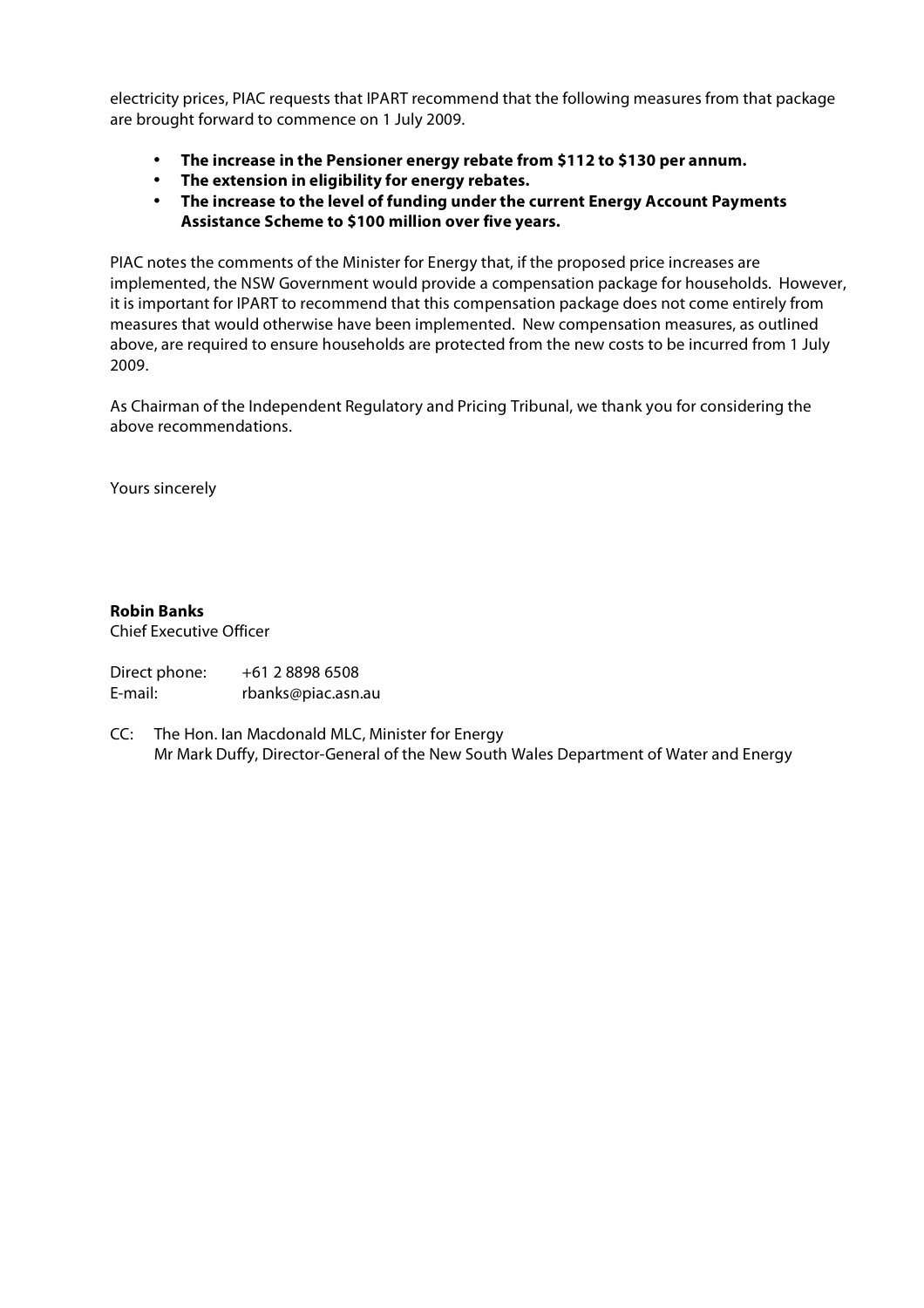electricity prices, PIAC requests that IPART recommend that the following measures from that package are brought forward to commence on 1 July 2009.

- **The increase in the Pensioner energy rebate from $112 to $130 per annum.**
- **The extension in eligibility for energy rebates.**
- **The increase to the level of funding under the current Energy Account Payments Assistance Scheme to $100 million over five years.**

PIAC notes the comments of the Minister for Energy that, if the proposed price increases are implemented, the NSW Government would provide a compensation package for households. However, it is important for IPART to recommend that this compensation package does not come entirely from measures that would otherwise have been implemented. New compensation measures, as outlined above, are required to ensure households are protected from the new costs to be incurred from 1 July 2009.

As Chairman of the Independent Regulatory and Pricing Tribunal, we thank you for considering the above recommendations.

Yours sincerely

**Robin Banks**
Chief Executive Officer

Direct phone: +61 2 8898 6508
E-mail: rbanks@piac.asn.au

CC: The Hon. Ian Macdonald MLC, Minister for Energy
Mr Mark Duffy, Director-General of the New South Wales Department of Water and Energy